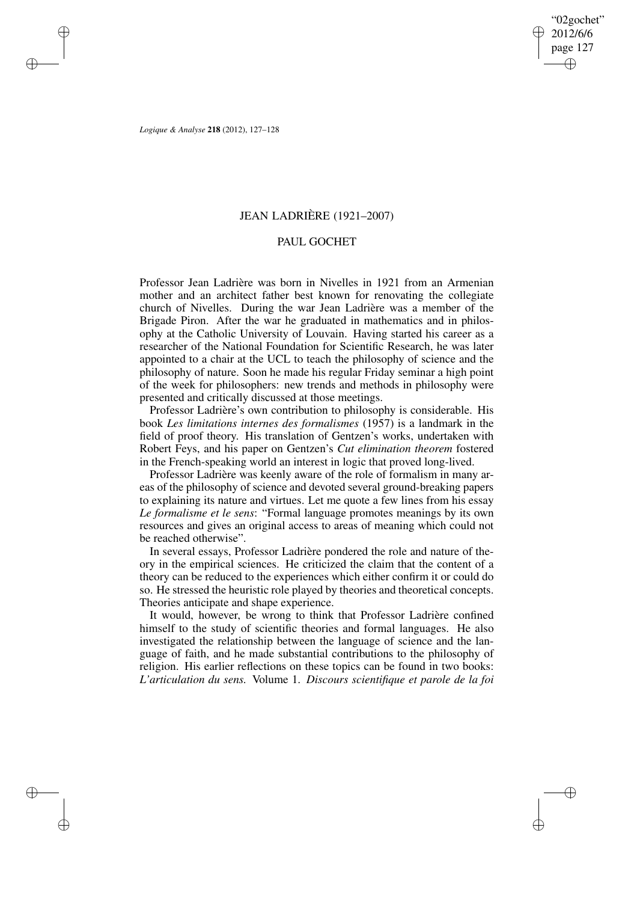# JEAN LADRIÈRE (1921–2007)

## PAUL GOCHET

Professor Jean Ladrière was born in Nivelles in 1921 from an Armenian mother and an architect father best known for renovating the collegiate church of Nivelles. During the war Jean Ladrière was a member of the Brigade Piron. After the war he graduated in mathematics and in philosophy at the Catholic University of Louvain. Having started his career as a researcher of the National Foundation for Scientific Research, he was later appointed to a chair at the UCL to teach the philosophy of science and the philosophy of nature. Soon he made his regular Friday seminar a high point of the week for philosophers: new trends and methods in philosophy were presented and critically discussed at those meetings.

Professor Ladrière's own contribution to philosophy is considerable. His book *Les limitations internes des formalismes* (1957) is a landmark in the field of proof theory. His translation of Gentzen's works, undertaken with Robert Feys, and his paper on Gentzen's *Cut elimination theorem* fostered in the French-speaking world an interest in logic that proved long-lived.

Professor Ladrière was keenly aware of the role of formalism in many areas of the philosophy of science and devoted several ground-breaking papers to explaining its nature and virtues. Let me quote a few lines from his essay *Le formalisme et le sens*: "Formal language promotes meanings by its own resources and gives an original access to areas of meaning which could not be reached otherwise".

In several essays, Professor Ladrière pondered the role and nature of theory in the empirical sciences. He criticized the claim that the content of a theory can be reduced to the experiences which either confirm it or could do so. He stressed the heuristic role played by theories and theoretical concepts. Theories anticipate and shape experience.

It would, however, be wrong to think that Professor Ladrière confined himself to the study of scientific theories and formal languages. He also investigated the relationship between the language of science and the language of faith, and he made substantial contributions to the philosophy of religion. His earlier reflections on these topics can be found in two books: *L'articulation du sens.* Volume 1. *Discours scientifique et parole de la foi*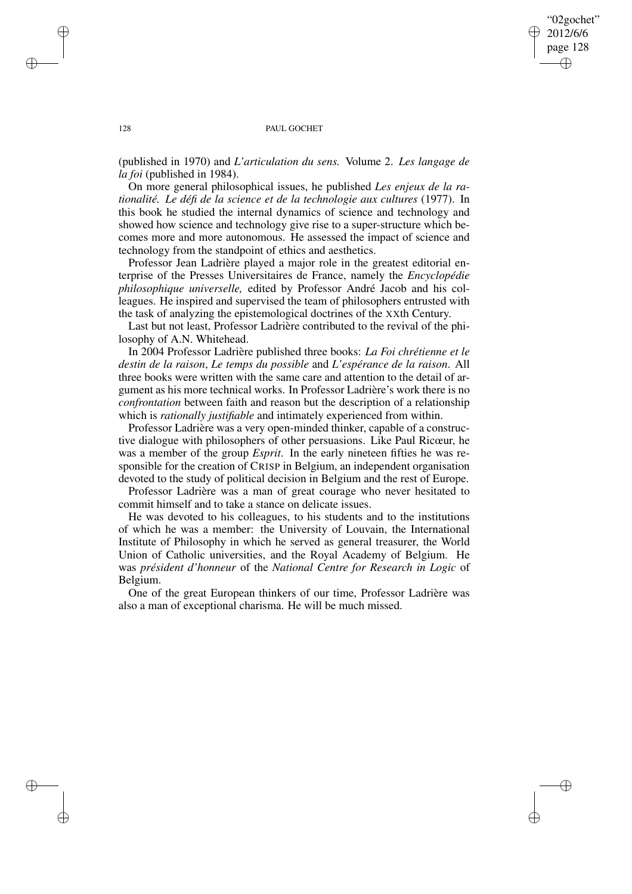(published in 1970) and *L'articulation du sens.* Volume 2. *Les langage de la foi* (published in 1984).

On more general philosophical issues, he published *Les enjeux de la rationalité. Le défi de la science et de la technologie aux cultures* (1977). In this book he studied the internal dynamics of science and technology and showed how science and technology give rise to a super-structure which becomes more and more autonomous. He assessed the impact of science and technology from the standpoint of ethics and aesthetics.

Professor Jean Ladrière played a major role in the greatest editorial enterprise of the Presses Universitaires de France, namely the *Encyclopédie philosophique universelle,* edited by Professor André Jacob and his colleagues. He inspired and supervised the team of philosophers entrusted with the task of analyzing the epistemological doctrines of the XXth Century.

Last but not least, Professor Ladrière contributed to the revival of the philosophy of A.N. Whitehead.

In 2004 Professor Ladrière published three books: *La Foi chrétienne et le destin de la raison*, *Le temps du possible* and *L'espérance de la raison*. All three books were written with the same care and attention to the detail of argument as his more technical works. In Professor Ladrière's work there is no *confrontation* between faith and reason but the description of a relationship which is *rationally justifiable* and intimately experienced from within.

Professor Ladrière was a very open-minded thinker, capable of a constructive dialogue with philosophers of other persuasions. Like Paul Ricœur, he was a member of the group *Esprit*. In the early nineteen fifties he was responsible for the creation of CRISP in Belgium, an independent organisation devoted to the study of political decision in Belgium and the rest of Europe.

Professor Ladrière was a man of great courage who never hesitated to commit himself and to take a stance on delicate issues.

He was devoted to his colleagues, to his students and to the institutions of which he was a member: the University of Louvain, the International Institute of Philosophy in which he served as general treasurer, the World Union of Catholic universities, and the Royal Academy of Belgium. He was *président d'honneur* of the *National Centre for Research in Logic* of Belgium.

One of the great European thinkers of our time, Professor Ladrière was also a man of exceptional charisma. He will be much missed.